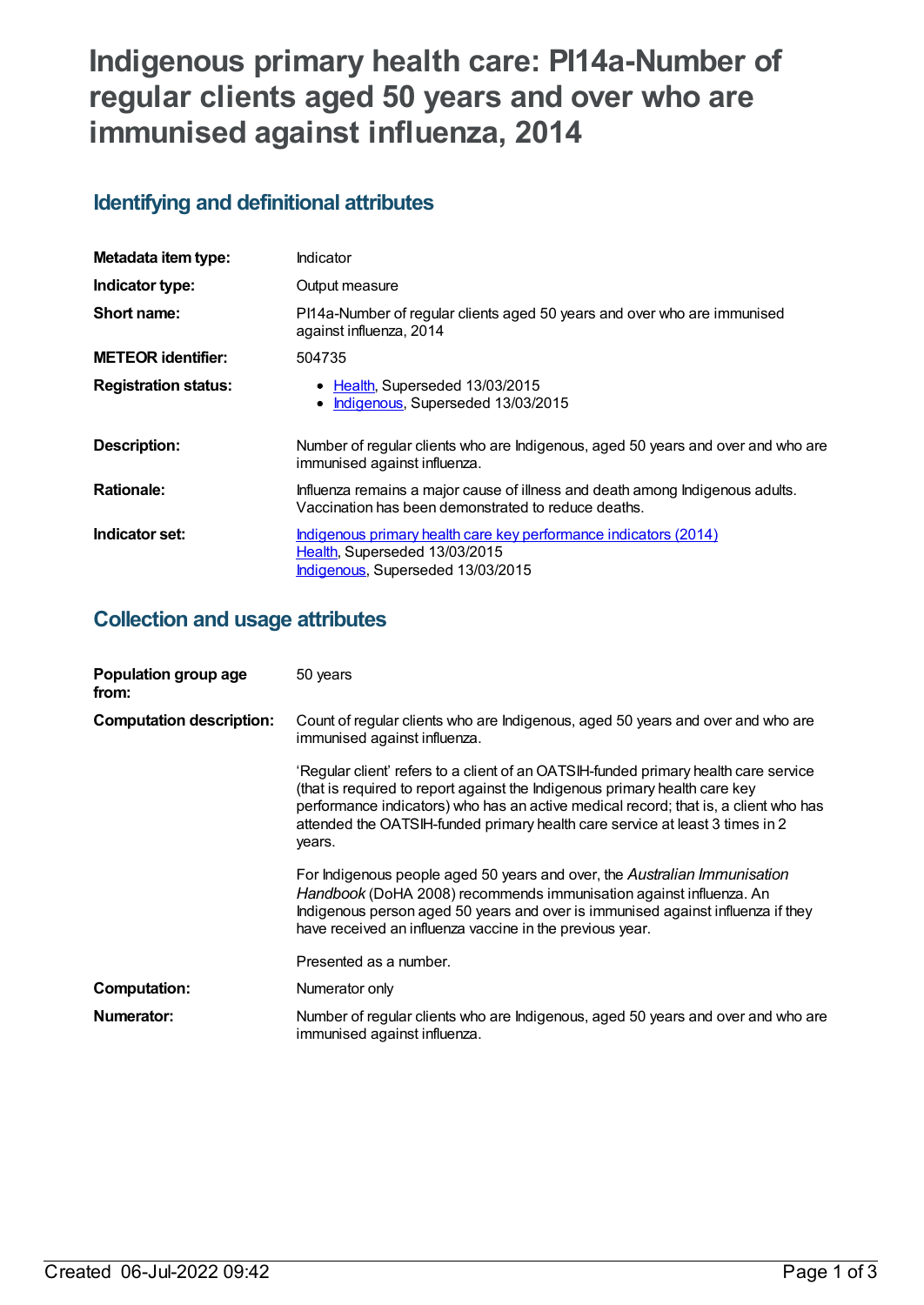# Indigenous primary health care: PI14a-Number of regular clients aged 50 years and over who are immunised against influenza, 2014

## Identifying and definitional attributes

| | |
|---|---|
| **Metadata item type:** | Indicator |
| **Indicator type:** | Output measure |
| **Short name:** | PI14a-Number of regular clients aged 50 years and over who are immunised against influenza, 2014 |
| **METEOR identifier:** | 504735 |
| **Registration status:** | • Health, Superseded 13/03/2015<br>• Indigenous, Superseded 13/03/2015 |
| **Description:** | Number of regular clients who are Indigenous, aged 50 years and over and who are immunised against influenza. |
| **Rationale:** | Influenza remains a major cause of illness and death among Indigenous adults. Vaccination has been demonstrated to reduce deaths. |
| **Indicator set:** | Indigenous primary health care key performance indicators (2014)<br>Health, Superseded 13/03/2015<br>Indigenous, Superseded 13/03/2015 |

## Collection and usage attributes

| | |
|---|---|
| **Population group age from:** | 50 years |
| **Computation description:** | Count of regular clients who are Indigenous, aged 50 years and over and who are immunised against influenza.<br><br>'Regular client' refers to a client of an OATSIH-funded primary health care service (that is required to report against the Indigenous primary health care key performance indicators) who has an active medical record; that is, a client who has attended the OATSIH-funded primary health care service at least 3 times in 2 years.<br><br>For Indigenous people aged 50 years and over, the *Australian Immunisation Handbook* (DoHA 2008) recommends immunisation against influenza. An Indigenous person aged 50 years and over is immunised against influenza if they have received an influenza vaccine in the previous year.<br><br>Presented as a number. |
| **Computation:** | Numerator only |
| **Numerator:** | Number of regular clients who are Indigenous, aged 50 years and over and who are immunised against influenza. |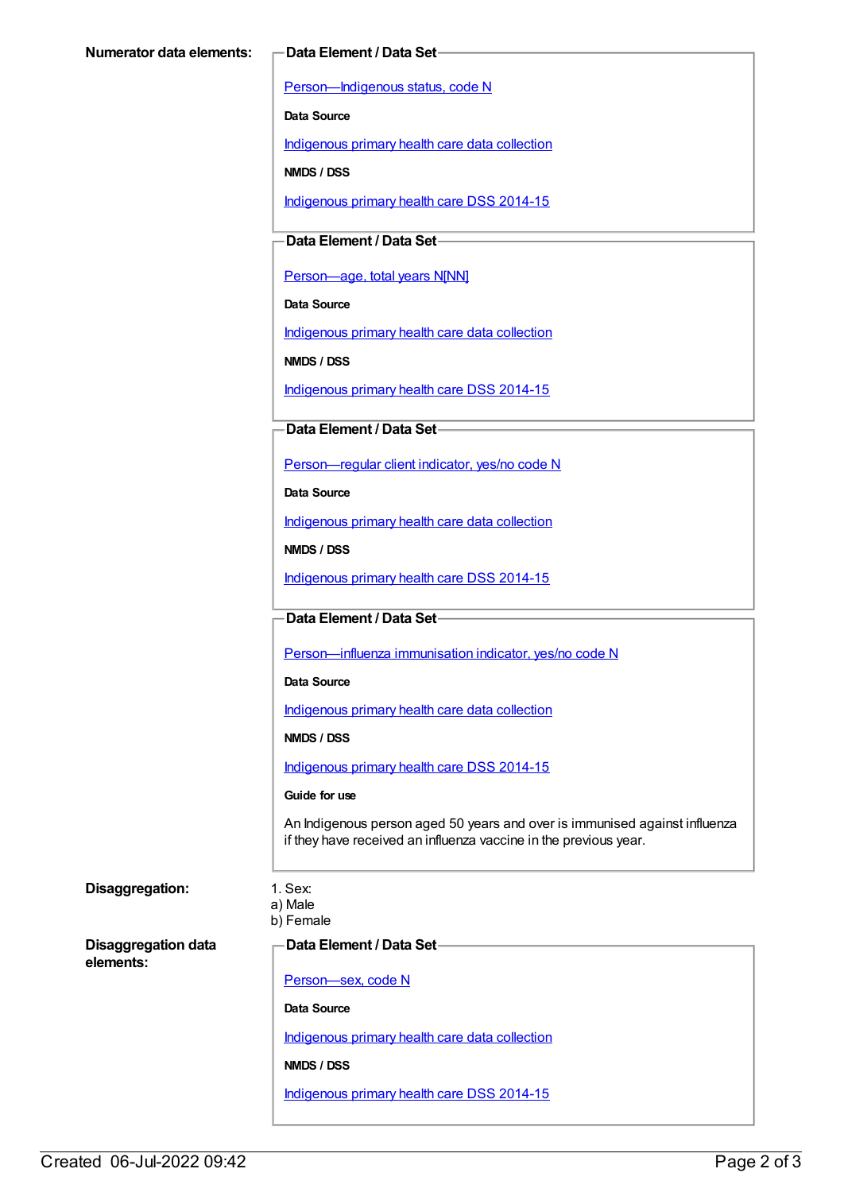**Numerator data elements:**

**Data Element / Data Set**

Person—Indigenous status, code N

**Data Source**

Indigenous primary health care data collection

**NMDS / DSS**

Indigenous primary health care DSS 2014-15

**Data Element / Data Set**

Person—age, total years N[NN]

**Data Source**

Indigenous primary health care data collection

**NMDS / DSS**

Indigenous primary health care DSS 2014-15

**Data Element / Data Set**

Person—regular client indicator, yes/no code N

**Data Source**

Indigenous primary health care data collection

**NMDS / DSS**

Indigenous primary health care DSS 2014-15

**Data Element / Data Set**

Person—influenza immunisation indicator, yes/no code N

**Data Source**

Indigenous primary health care data collection

**NMDS / DSS**

Indigenous primary health care DSS 2014-15

**Guide for use**

An Indigenous person aged 50 years and over is immunised against influenza if they have received an influenza vaccine in the previous year.

**Disaggregation:**

1. Sex:
a) Male
b) Female

**Disaggregation data elements:**

**Data Element / Data Set**

Person—sex, code N

**Data Source**

Indigenous primary health care data collection

**NMDS / DSS**

Indigenous primary health care DSS 2014-15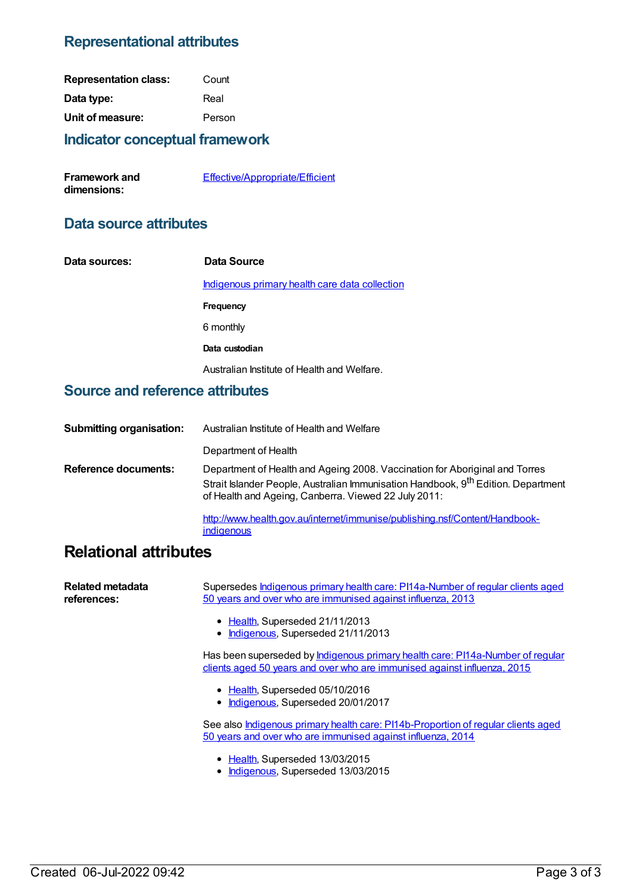## Representational attributes

**Representation class:** Count

**Data type:** Real

**Unit of measure:** Person

## Indicator conceptual framework

**Framework and dimensions:** Effective/Appropriate/Efficient

## Data source attributes

**Data sources:**

**Data Source**

Indigenous primary health care data collection

**Frequency**

6 monthly

**Data custodian**

Australian Institute of Health and Welfare.

## Source and reference attributes

**Submitting organisation:** Australian Institute of Health and Welfare

Department of Health

**Reference documents:** Department of Health and Ageing 2008. Vaccination for Aboriginal and Torres Strait Islander People, Australian Immunisation Handbook, 9th Edition. Department of Health and Ageing, Canberra. Viewed 22 July 2011:

http://www.health.gov.au/internet/immunise/publishing.nsf/Content/Handbook-indigenous

# Relational attributes

**Related metadata references:**

Supersedes Indigenous primary health care: PI14a-Number of regular clients aged 50 years and over who are immunised against influenza, 2013

- Health, Superseded 21/11/2013
- Indigenous, Superseded 21/11/2013

Has been superseded by Indigenous primary health care: PI14a-Number of regular clients aged 50 years and over who are immunised against influenza, 2015

- Health, Superseded 05/10/2016
- Indigenous, Superseded 20/01/2017

See also Indigenous primary health care: PI14b-Proportion of regular clients aged 50 years and over who are immunised against influenza, 2014

- Health, Superseded 13/03/2015
- Indigenous, Superseded 13/03/2015